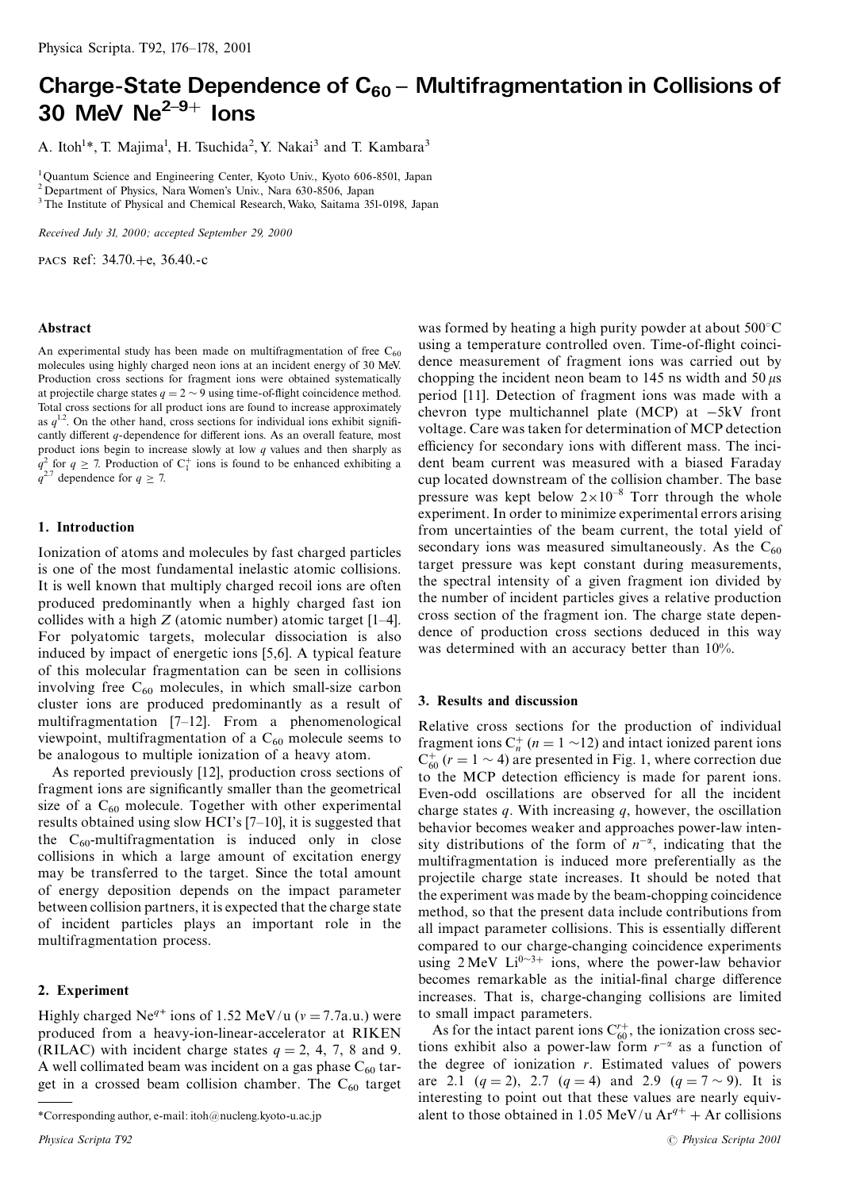# Charge-State Dependence of $C_{60}$ – Multifragmentation in Collisions of 30 MeV $Ne^{2-9+}$ Ions

A. Itoh[1]*, T. Majima[1], H. Tsuchida[2], Y. Nakai[3] and T. Kambara[3]

[1] Quantum Science and Engineering Center, Kyoto Univ., Kyoto 606-8501, Japan
[2] Department of Physics, Nara Women's Univ., Nara 630-8506, Japan
[3] The Institute of Physical and Chemical Research, Wako, Saitama 351-0198, Japan

*Received July 31, 2000; accepted September 29, 2000*

PACS Ref: 34.70.+e, 36.40.-c

### Abstract

An experimental study has been made on multifragmentation of free $C_{60}$ molecules using highly charged neon ions at an incident energy of 30 MeV. Production cross sections for fragment ions were obtained systematically at projectile charge states $q = 2 \sim 9$ using time-of-flight coincidence method. Total cross sections for all product ions are found to increase approximately as $q^{1.2}$. On the other hand, cross sections for individual ions exhibit significantly different $q$-dependence for different ions. As an overall feature, most product ions begin to increase slowly at low $q$ values and then sharply as $q^2$ for $q \geq 7$. Production of $C_1^+$ ions is found to be enhanced exhibiting a $q^{2.7}$ dependence for $q \geq 7$.

## 1. Introduction

Ionization of atoms and molecules by fast charged particles is one of the most fundamental inelastic atomic collisions. It is well known that multiply charged recoil ions are often produced predominantly when a highly charged fast ion collides with a high $Z$ (atomic number) atomic target [1–4]. For polyatomic targets, molecular dissociation is also induced by impact of energetic ions [5,6]. A typical feature of this molecular fragmentation can be seen in collisions involving free $C_{60}$ molecules, in which small-size carbon cluster ions are produced predominantly as a result of multifragmentation [7–12]. From a phenomenological viewpoint, multifragmentation of a $C_{60}$ molecule seems to be analogous to multiple ionization of a heavy atom.

As reported previously [12], production cross sections of fragment ions are significantly smaller than the geometrical size of a $C_{60}$ molecule. Together with other experimental results obtained using slow HCI's [7–10], it is suggested that the $C_{60}$-multifragmentation is induced only in close collisions in which a large amount of excitation energy may be transferred to the target. Since the total amount of energy deposition depends on the impact parameter between collision partners, it is expected that the charge state of incident particles plays an important role in the multifragmentation process.

## 2. Experiment

Highly charged $Ne^{q+}$ ions of 1.52 MeV/u ($v = 7.7$a.u.) were produced from a heavy-ion-linear-accelerator at RIKEN (RILAC) with incident charge states $q = 2$, 4, 7, 8 and 9. A well collimated beam was incident on a gas phase $C_{60}$ target in a crossed beam collision chamber. The $C_{60}$ target was formed by heating a high purity powder at about 500°C using a temperature controlled oven. Time-of-flight coincidence measurement of fragment ions was carried out by chopping the incident neon beam to 145 ns width and 50 μs period [11]. Detection of fragment ions was made with a chevron type multichannel plate (MCP) at −5kV front voltage. Care was taken for determination of MCP detection efficiency for secondary ions with different mass. The incident beam current was measured with a biased Faraday cup located downstream of the collision chamber. The base pressure was kept below $2 \times 10^{-8}$ Torr through the whole experiment. In order to minimize experimental errors arising from uncertainties of the beam current, the total yield of secondary ions was measured simultaneously. As the $C_{60}$ target pressure was kept constant during measurements, the spectral intensity of a given fragment ion divided by the number of incident particles gives a relative production cross section of the fragment ion. The charge state dependence of production cross sections deduced in this way was determined with an accuracy better than 10%.

## 3. Results and discussion

Relative cross sections for the production of individual fragment ions $C_n^+$ ($n = 1 \sim 12$) and intact ionized parent ions $C_{60}^+$ ($r = 1 \sim 4$) are presented in Fig. 1, where correction due to the MCP detection efficiency is made for parent ions. Even-odd oscillations are observed for all the incident charge states $q$. With increasing $q$, however, the oscillation behavior becomes weaker and approaches power-law intensity distributions of the form of $n^{-\alpha}$, indicating that the multifragmentation is induced more preferentially as the projectile charge state increases. It should be noted that the experiment was made by the beam-chopping coincidence method, so that the present data include contributions from all impact parameter collisions. This is essentially different compared to our charge-changing coincidence experiments using 2 MeV $Li^{0\sim3+}$ ions, where the power-law behavior becomes remarkable as the initial-final charge difference increases. That is, charge-changing collisions are limited to small impact parameters.

As for the intact parent ions $C_{60}^{r+}$, the ionization cross sections exhibit also a power-law form $r^{-\alpha}$ as a function of the degree of ionization $r$. Estimated values of powers are 2.1 ($q = 2$), 2.7 ($q = 4$) and 2.9 ($q = 7 \sim 9$). It is interesting to point out that these values are nearly equivalent to those obtained in 1.05 MeV/u $Ar^{q+}$ + Ar collisions

*Corresponding author, e-mail: itoh@nucleng.kyoto-u.ac.jp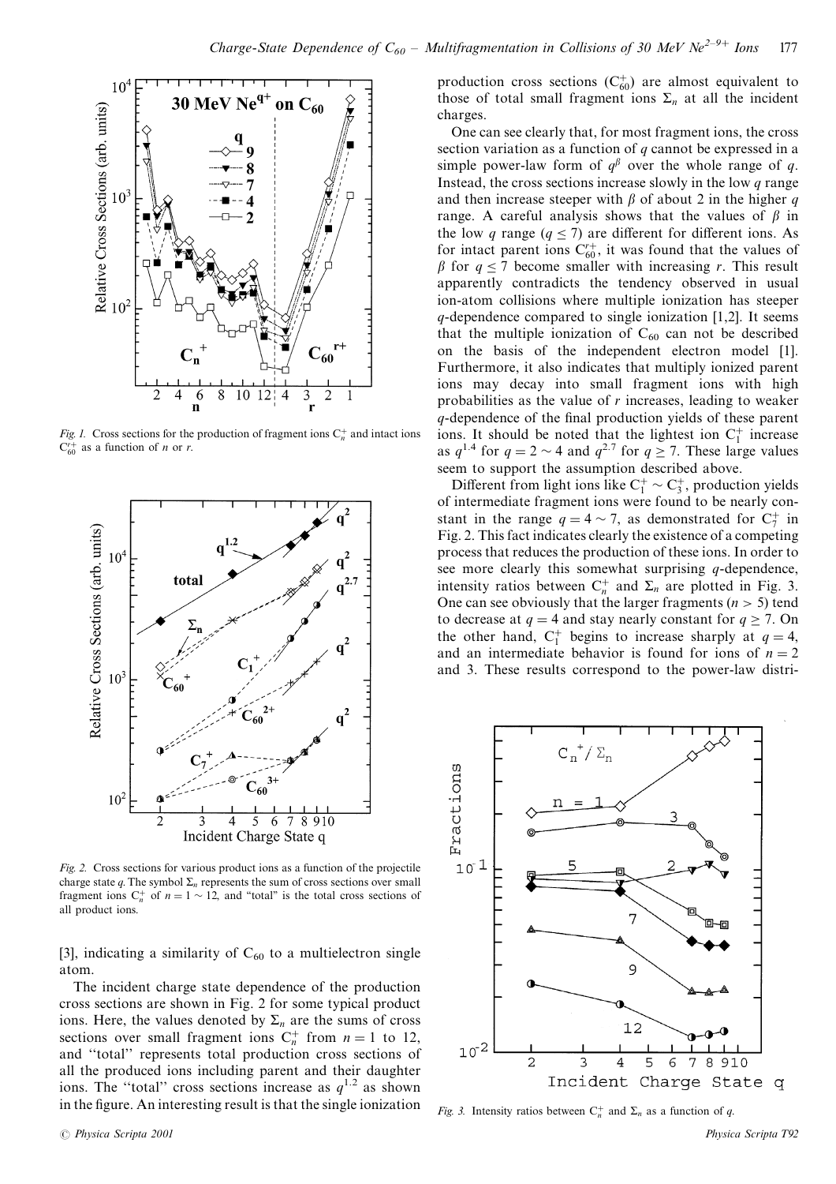Fig. 1. Cross sections for the production of fragment ions $C_n^+$ and intact ions $C_{60}^{r+}$ as a function of $n$ or $r$.

Fig. 2. Cross sections for various product ions as a function of the projectile charge state $q$. The symbol $\Sigma_n$ represents the sum of cross sections over small fragment ions $C_n^+$ of $n = 1 \sim 12$, and "total" is the total cross sections of all product ions.

[3], indicating a similarity of $C_{60}$ to a multielectron single atom.

The incident charge state dependence of the production cross sections are shown in Fig. 2 for some typical product ions. Here, the values denoted by $\Sigma_n$ are the sums of cross sections over small fragment ions $C_n^+$ from $n = 1$ to 12, and "total" represents total production cross sections of all the produced ions including parent and their daughter ions. The "total" cross sections increase as $q^{1.2}$ as shown in the figure. An interesting result is that the single ionization production cross sections ($C_{60}^+$) are almost equivalent to those of total small fragment ions $\Sigma_n$ at all the incident charges.

One can see clearly that, for most fragment ions, the cross section variation as a function of $q$ cannot be expressed in a simple power-law form of $q^\beta$ over the whole range of $q$. Instead, the cross sections increase slowly in the low $q$ range and then increase steeper with $\beta$ of about 2 in the higher $q$ range. A careful analysis shows that the values of $\beta$ in the low $q$ range ($q \leq 7$) are different for different ions. As for intact parent ions $C_{60}^{r+}$, it was found that the values of $\beta$ for $q \leq 7$ become smaller with increasing $r$. This result apparently contradicts the tendency observed in usual ion-atom collisions where multiple ionization has steeper $q$-dependence compared to single ionization [1,2]. It seems that the multiple ionization of $C_{60}$ can not be described on the basis of the independent electron model [1]. Furthermore, it also indicates that multiply ionized parent ions may decay into small fragment ions with high probabilities as the value of $r$ increases, leading to weaker $q$-dependence of the final production yields of these parent ions. It should be noted that the lightest ion $C_1^+$ increase as $q^{1.4}$ for $q = 2 \sim 4$ and $q^{2.7}$ for $q \geq 7$. These large values seem to support the assumption described above.

Different from light ions like $C_1^+ \sim C_3^+$, production yields of intermediate fragment ions were found to be nearly constant in the range $q = 4 \sim 7$, as demonstrated for $C_7^+$ in Fig. 2. This fact indicates clearly the existence of a competing process that reduces the production of these ions. In order to see more clearly this somewhat surprising $q$-dependence, intensity ratios between $C_n^+$ and $\Sigma_n$ are plotted in Fig. 3. One can see obviously that the larger fragments ($n > 5$) tend to decrease at $q = 4$ and stay nearly constant for $q \geq 7$. On the other hand, $C_1^+$ begins to increase sharply at $q = 4$, and an intermediate behavior is found for ions of $n = 2$ and 3. These results correspond to the power-law distri-

Fig. 3. Intensity ratios between $C_n^+$ and $\Sigma_n$ as a function of $q$.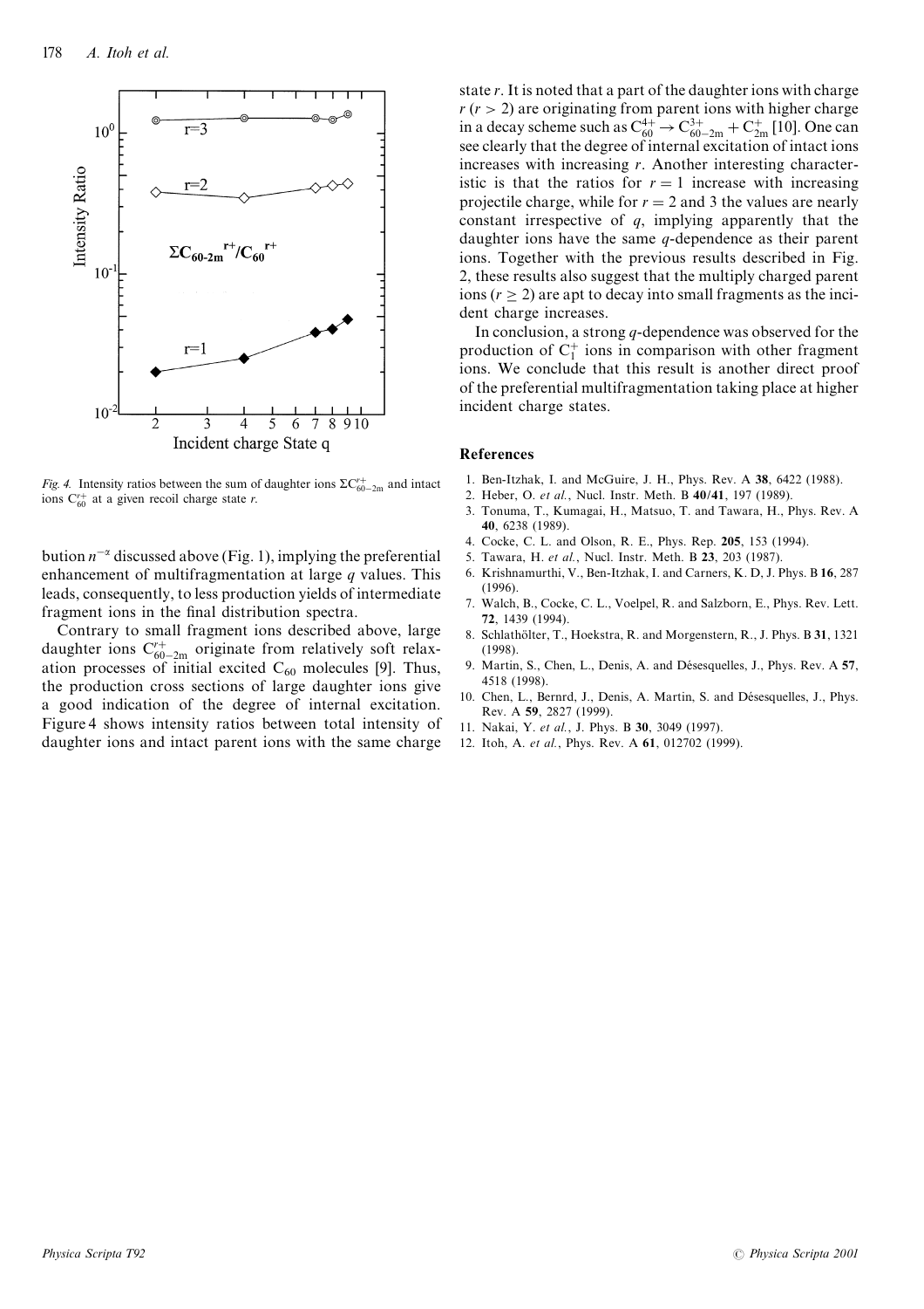Intensity Ratio

$10^0$

$10^{-1}$

$10^{-2}$

r=3

r=2

r=1

$\Sigma C_{60-2m}^{r+}/C_{60}^{r+}$

2 3 4 5 6 7 8 9 10

Incident charge State q

*Fig. 4.* Intensity ratios between the sum of daughter ions $\Sigma C_{60-2m}^{r+}$ and intact ions $C_{60}^{r+}$ at a given recoil charge state $r$.

bution $n^{-\alpha}$ discussed above (Fig. 1), implying the preferential enhancement of multifragmentation at large $q$ values. This leads, consequently, to less production yields of intermediate fragment ions in the final distribution spectra.

Contrary to small fragment ions described above, large daughter ions $C_{60-2m}^{r+}$ originate from relatively soft relaxation processes of initial excited $C_{60}$ molecules [9]. Thus, the production cross sections of large daughter ions give a good indication of the degree of internal excitation. Figure 4 shows intensity ratios between total intensity of daughter ions and intact parent ions with the same charge state $r$. It is noted that a part of the daughter ions with charge $r$ ($r > 2$) are originating from parent ions with higher charge in a decay scheme such as $C_{60}^{4+} \rightarrow C_{60-2m}^{3+} + C_{2m}^{+}$ [10]. One can see clearly that the degree of internal excitation of intact ions increases with increasing $r$. Another interesting characteristic is that the ratios for $r = 1$ increase with increasing projectile charge, while for $r = 2$ and 3 the values are nearly constant irrespective of $q$, implying apparently that the daughter ions have the same $q$-dependence as their parent ions. Together with the previous results described in Fig. 2, these results also suggest that the multiply charged parent ions ($r \geq 2$) are apt to decay into small fragments as the incident charge increases.

In conclusion, a strong $q$-dependence was observed for the production of $C_1^{+}$ ions in comparison with other fragment ions. We conclude that this result is another direct proof of the preferential multifragmentation taking place at higher incident charge states.

## References

1. Ben-Itzhak, I. and McGuire, J. H., Phys. Rev. A **38**, 6422 (1988).
2. Heber, O. *et al.*, Nucl. Instr. Meth. B **40/41**, 197 (1989).
3. Tonuma, T., Kumagai, H., Matsuo, T. and Tawara, H., Phys. Rev. A **40**, 6238 (1989).
4. Cocke, C. L. and Olson, R. E., Phys. Rep. **205**, 153 (1994).
5. Tawara, H. *et al.*, Nucl. Instr. Meth. B **23**, 203 (1987).
6. Krishnamurthi, V., Ben-Itzhak, I. and Carners, K. D, J. Phys. B **16**, 287 (1996).
7. Walch, B., Cocke, C. L., Voelpel, R. and Salzborn, E., Phys. Rev. Lett. **72**, 1439 (1994).
8. Schlathölter, T., Hoekstra, R. and Morgenstern, R., J. Phys. B **31**, 1321 (1998).
9. Martin, S., Chen, L., Denis, A. and Désesquelles, J., Phys. Rev. A **57**, 4518 (1998).
10. Chen, L., Bernrd, J., Denis, A. Martin, S. and Désesquelles, J., Phys. Rev. A **59**, 2827 (1999).
11. Nakai, Y. *et al.*, J. Phys. B **30**, 3049 (1997).
12. Itoh, A. *et al.*, Phys. Rev. A **61**, 012702 (1999).